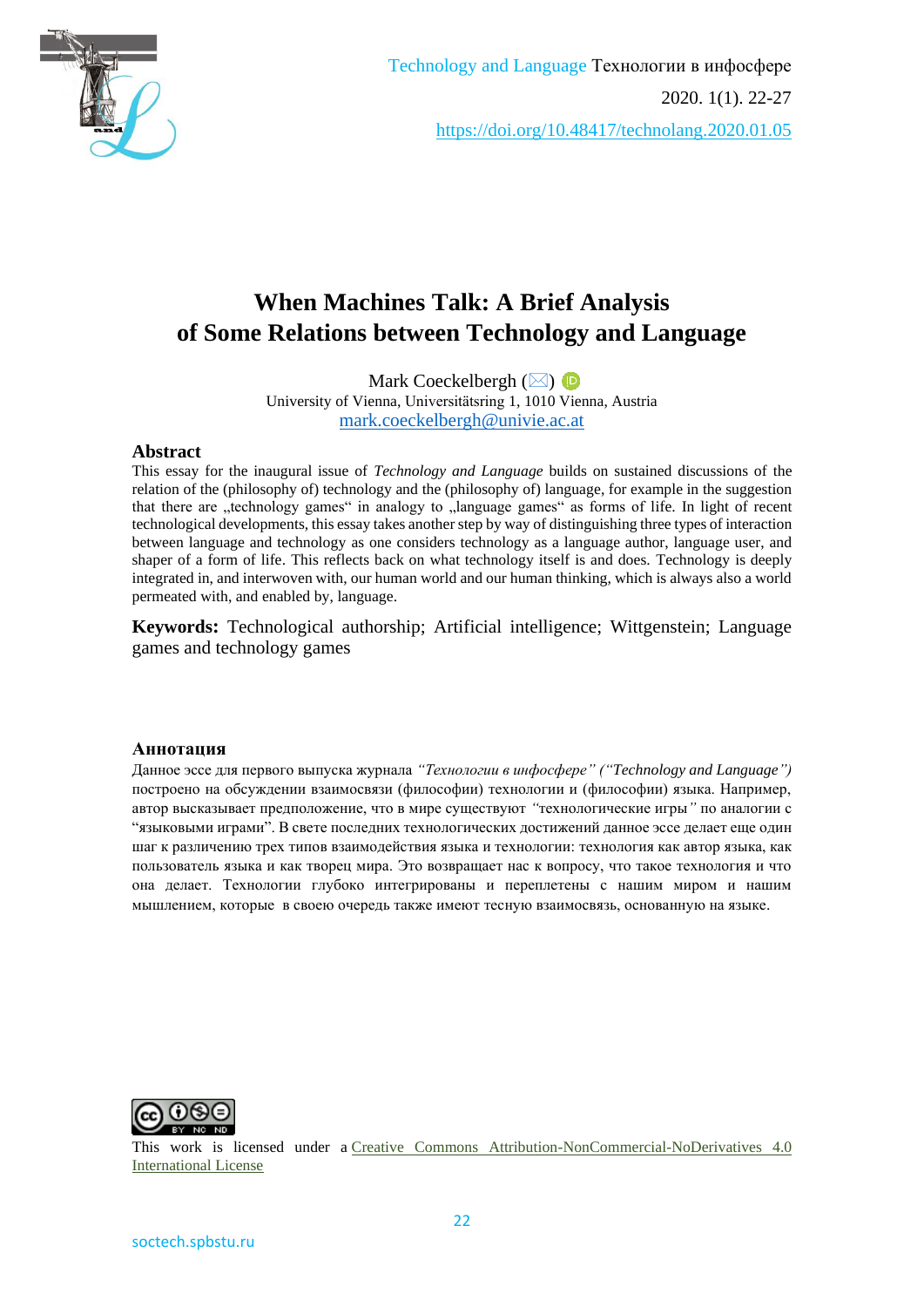# When Machines Talk: A Brief Analysis of Some Relations between Technology and Language

Mark Coeckelbergh

University of Vienna, Universitätsring 1, 1010 Vienna, Austria

mark.coeckelbergh@univie.ac.at

## Abstract

This essay for the inaugural issue of *Technology and Language* builds on sustained discussions of the relation of the (philosophy of) technology and the (philosophy of) language, for example in the suggestion that there are „technology games" in analogy to „language games" as forms of life. In light of recent technological developments, this essay takes another step by way of distinguishing three types of interaction between language and technology as one considers technology as a language author, language user, and shaper of a form of life. This reflects back on what technology itself is and does. Technology is deeply integrated in, and interwoven with, our human world and our human thinking, which is always also a world permeated with, and enabled by, language.

**Keywords:** Technological authorship; Artificial intelligence; Wittgenstein; Language games and technology games

## Аннотация

Данное эссе для первого выпуска журнала *"Технологии в инфосфере" ("Technology and Language")* построено на обсуждении взаимосвязи (философии) технологии и (философии) языка. Например, автор высказывает предположение, что в мире существуют "технологические игры" по аналогии с "языковыми играми". В свете последних технологических достижений данное эссе делает еще один шаг к различению трех типов взаимодействия языка и технологии: технология как автор языка, как пользователь языка и как творец мира. Это возвращает нас к вопросу, что такое технология и что она делает. Технологии глубоко интегрированы и переплетены с нашим миром и нашим мышлением, которые в своею очередь также имеют тесную взаимосвязь, основанную на языке.

This work is licensed under a Creative Commons Attribution-NonCommercial-NoDerivatives 4.0 International License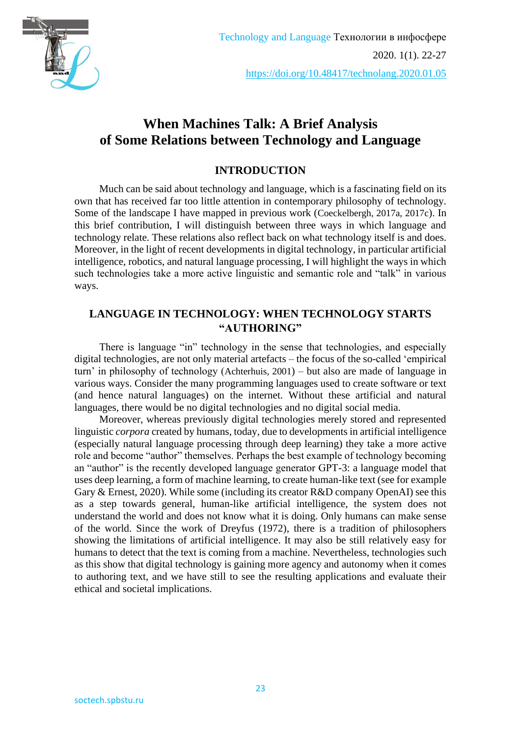# When Machines Talk: A Brief Analysis of Some Relations between Technology and Language

## INTRODUCTION

Much can be said about technology and language, which is a fascinating field on its own that has received far too little attention in contemporary philosophy of technology. Some of the landscape I have mapped in previous work (Coeckelbergh, 2017a, 2017c). In this brief contribution, I will distinguish between three ways in which language and technology relate. These relations also reflect back on what technology itself is and does. Moreover, in the light of recent developments in digital technology, in particular artificial intelligence, robotics, and natural language processing, I will highlight the ways in which such technologies take a more active linguistic and semantic role and "talk" in various ways.

## LANGUAGE IN TECHNOLOGY: WHEN TECHNOLOGY STARTS "AUTHORING"

There is language "in" technology in the sense that technologies, and especially digital technologies, are not only material artefacts – the focus of the so-called 'empirical turn' in philosophy of technology (Achterhuis, 2001) – but also are made of language in various ways. Consider the many programming languages used to create software or text (and hence natural languages) on the internet. Without these artificial and natural languages, there would be no digital technologies and no digital social media.

Moreover, whereas previously digital technologies merely stored and represented linguistic *corpora* created by humans, today, due to developments in artificial intelligence (especially natural language processing through deep learning) they take a more active role and become "author" themselves. Perhaps the best example of technology becoming an "author" is the recently developed language generator GPT-3: a language model that uses deep learning, a form of machine learning, to create human-like text (see for example Gary & Ernest, 2020). While some (including its creator R&D company OpenAI) see this as a step towards general, human-like artificial intelligence, the system does not understand the world and does not know what it is doing. Only humans can make sense of the world. Since the work of Dreyfus (1972), there is a tradition of philosophers showing the limitations of artificial intelligence. It may also be still relatively easy for humans to detect that the text is coming from a machine. Nevertheless, technologies such as this show that digital technology is gaining more agency and autonomy when it comes to authoring text, and we have still to see the resulting applications and evaluate their ethical and societal implications.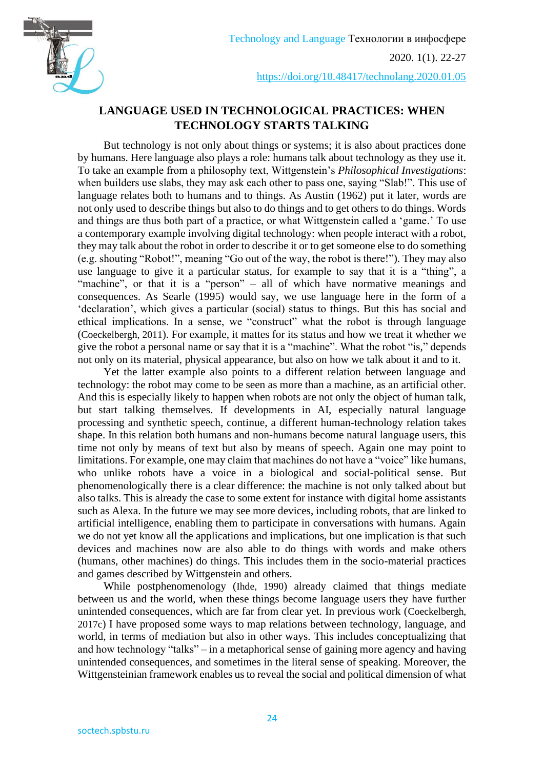## LANGUAGE USED IN TECHNOLOGICAL PRACTICES: WHEN TECHNOLOGY STARTS TALKING

But technology is not only about things or systems; it is also about practices done by humans. Here language also plays a role: humans talk about technology as they use it. To take an example from a philosophy text, Wittgenstein's *Philosophical Investigations*: when builders use slabs, they may ask each other to pass one, saying "Slab!". This use of language relates both to humans and to things. As Austin (1962) put it later, words are not only used to describe things but also to do things and to get others to do things. Words and things are thus both part of a practice, or what Wittgenstein called a 'game.' To use a contemporary example involving digital technology: when people interact with a robot, they may talk about the robot in order to describe it or to get someone else to do something (e.g. shouting "Robot!", meaning "Go out of the way, the robot is there!"). They may also use language to give it a particular status, for example to say that it is a "thing", a "machine", or that it is a "person" – all of which have normative meanings and consequences. As Searle (1995) would say, we use language here in the form of a 'declaration', which gives a particular (social) status to things. But this has social and ethical implications. In a sense, we "construct" what the robot is through language (Coeckelbergh, 2011). For example, it mattes for its status and how we treat it whether we give the robot a personal name or say that it is a "machine". What the robot "is," depends not only on its material, physical appearance, but also on how we talk about it and to it.

Yet the latter example also points to a different relation between language and technology: the robot may come to be seen as more than a machine, as an artificial other. And this is especially likely to happen when robots are not only the object of human talk, but start talking themselves. If developments in AI, especially natural language processing and synthetic speech, continue, a different human-technology relation takes shape. In this relation both humans and non-humans become natural language users, this time not only by means of text but also by means of speech. Again one may point to limitations. For example, one may claim that machines do not have a "voice" like humans, who unlike robots have a voice in a biological and social-political sense. But phenomenologically there is a clear difference: the machine is not only talked about but also talks. This is already the case to some extent for instance with digital home assistants such as Alexa. In the future we may see more devices, including robots, that are linked to artificial intelligence, enabling them to participate in conversations with humans. Again we do not yet know all the applications and implications, but one implication is that such devices and machines now are also able to do things with words and make others (humans, other machines) do things. This includes them in the socio-material practices and games described by Wittgenstein and others.

While postphenomenology (Ihde, 1990) already claimed that things mediate between us and the world, when these things become language users they have further unintended consequences, which are far from clear yet. In previous work (Coeckelbergh, 2017c) I have proposed some ways to map relations between technology, language, and world, in terms of mediation but also in other ways. This includes conceptualizing that and how technology "talks" – in a metaphorical sense of gaining more agency and having unintended consequences, and sometimes in the literal sense of speaking. Moreover, the Wittgensteinian framework enables us to reveal the social and political dimension of what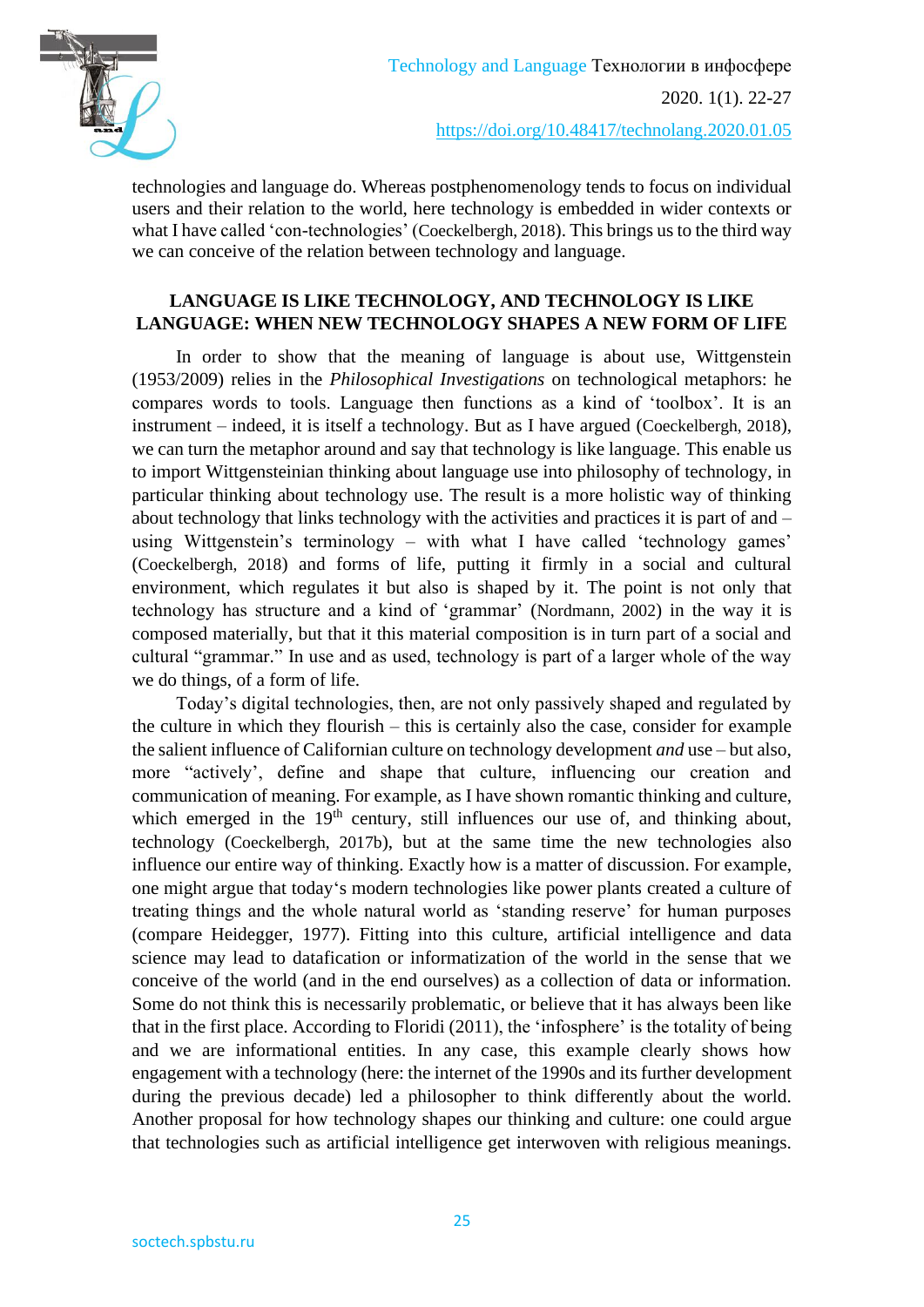technologies and language do. Whereas postphenomenology tends to focus on individual users and their relation to the world, here technology is embedded in wider contexts or what I have called 'con-technologies' (Coeckelbergh, 2018). This brings us to the third way we can conceive of the relation between technology and language.

## LANGUAGE IS LIKE TECHNOLOGY, AND TECHNOLOGY IS LIKE LANGUAGE: WHEN NEW TECHNOLOGY SHAPES A NEW FORM OF LIFE

In order to show that the meaning of language is about use, Wittgenstein (1953/2009) relies in the *Philosophical Investigations* on technological metaphors: he compares words to tools. Language then functions as a kind of 'toolbox'. It is an instrument – indeed, it is itself a technology. But as I have argued (Coeckelbergh, 2018), we can turn the metaphor around and say that technology is like language. This enable us to import Wittgensteinian thinking about language use into philosophy of technology, in particular thinking about technology use. The result is a more holistic way of thinking about technology that links technology with the activities and practices it is part of and – using Wittgenstein's terminology – with what I have called 'technology games' (Coeckelbergh, 2018) and forms of life, putting it firmly in a social and cultural environment, which regulates it but also is shaped by it. The point is not only that technology has structure and a kind of 'grammar' (Nordmann, 2002) in the way it is composed materially, but that it this material composition is in turn part of a social and cultural "grammar." In use and as used, technology is part of a larger whole of the way we do things, of a form of life.

Today's digital technologies, then, are not only passively shaped and regulated by the culture in which they flourish – this is certainly also the case, consider for example the salient influence of Californian culture on technology development *and* use – but also, more "actively', define and shape that culture, influencing our creation and communication of meaning. For example, as I have shown romantic thinking and culture, which emerged in the 19th century, still influences our use of, and thinking about, technology (Coeckelbergh, 2017b), but at the same time the new technologies also influence our entire way of thinking. Exactly how is a matter of discussion. For example, one might argue that today's modern technologies like power plants created a culture of treating things and the whole natural world as 'standing reserve' for human purposes (compare Heidegger, 1977). Fitting into this culture, artificial intelligence and data science may lead to datafication or informatization of the world in the sense that we conceive of the world (and in the end ourselves) as a collection of data or information. Some do not think this is necessarily problematic, or believe that it has always been like that in the first place. According to Floridi (2011), the 'infosphere' is the totality of being and we are informational entities. In any case, this example clearly shows how engagement with a technology (here: the internet of the 1990s and its further development during the previous decade) led a philosopher to think differently about the world. Another proposal for how technology shapes our thinking and culture: one could argue that technologies such as artificial intelligence get interwoven with religious meanings.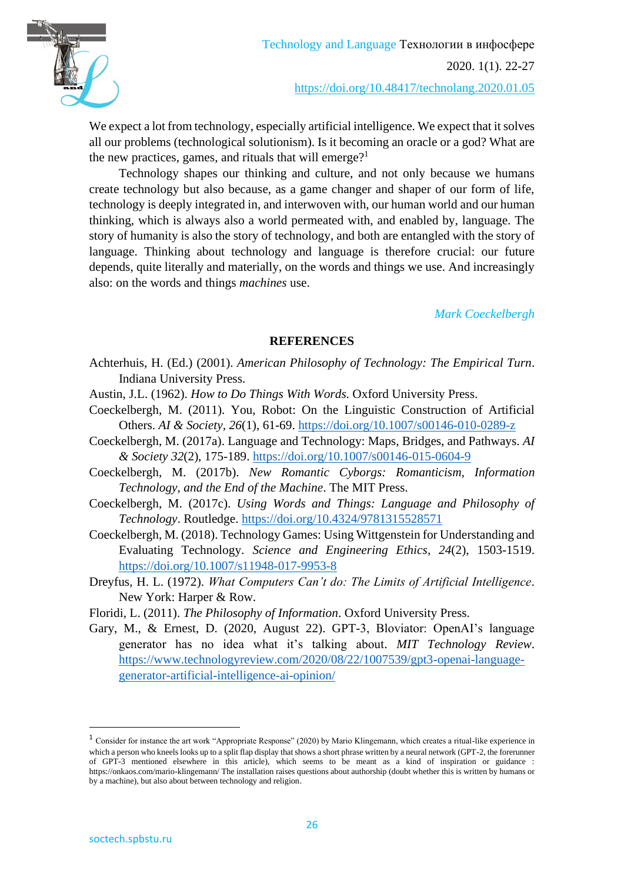We expect a lot from technology, especially artificial intelligence. We expect that it solves all our problems (technological solutionism). Is it becoming an oracle or a god? What are the new practices, games, and rituals that will emerge?[1]

Technology shapes our thinking and culture, and not only because we humans create technology but also because, as a game changer and shaper of our form of life, technology is deeply integrated in, and interwoven with, our human world and our human thinking, which is always also a world permeated with, and enabled by, language. The story of humanity is also the story of technology, and both are entangled with the story of language. Thinking about technology and language is therefore crucial: our future depends, quite literally and materially, on the words and things we use. And increasingly also: on the words and things *machines* use.

*Mark Coeckelbergh*

## REFERENCES

Achterhuis, H. (Ed.) (2001). *American Philosophy of Technology: The Empirical Turn*. Indiana University Press.

Austin, J.L. (1962). *How to Do Things With Words*. Oxford University Press.

Coeckelbergh, M. (2011). You, Robot: On the Linguistic Construction of Artificial Others. *AI & Society, 26*(1), 61-69. https://doi.org/10.1007/s00146-010-0289-z

Coeckelbergh, M. (2017a). Language and Technology: Maps, Bridges, and Pathways. *AI & Society 32*(2), 175-189. https://doi.org/10.1007/s00146-015-0604-9

Coeckelbergh, M. (2017b). *New Romantic Cyborgs: Romanticism, Information Technology, and the End of the Machine*. The MIT Press.

Coeckelbergh, M. (2017c). *Using Words and Things: Language and Philosophy of Technology*. Routledge. https://doi.org/10.4324/9781315528571

Coeckelbergh, M. (2018). Technology Games: Using Wittgenstein for Understanding and Evaluating Technology. *Science and Engineering Ethics, 24*(2), 1503-1519. https://doi.org/10.1007/s11948-017-9953-8

Dreyfus, H. L. (1972). *What Computers Can't do: The Limits of Artificial Intelligence*. New York: Harper & Row.

Floridi, L. (2011). *The Philosophy of Information*. Oxford University Press.

Gary, M., & Ernest, D. (2020, August 22). GPT-3, Bloviator: OpenAI's language generator has no idea what it's talking about. *MIT Technology Review*. https://www.technologyreview.com/2020/08/22/1007539/gpt3-openai-language-generator-artificial-intelligence-ai-opinion/

---

[1] Consider for instance the art work "Appropriate Response" (2020) by Mario Klingemann, which creates a ritual-like experience in which a person who kneels looks up to a split flap display that shows a short phrase written by a neural network (GPT-2, the forerunner of GPT-3 mentioned elsewhere in this article), which seems to be meant as a kind of inspiration or guidance : https://onkaos.com/mario-klingemann/ The installation raises questions about authorship (doubt whether this is written by humans or by a machine), but also about between technology and religion.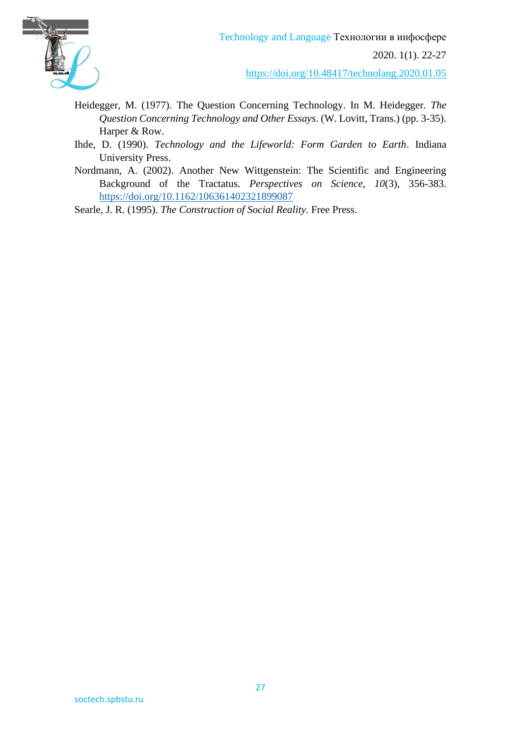Heidegger, M. (1977). The Question Concerning Technology. In M. Heidegger. *The Question Concerning Technology and Other Essays*. (W. Lovitt, Trans.) (pp. 3-35). Harper & Row.

Ihde, D. (1990). *Technology and the Lifeworld: Form Garden to Earth*. Indiana University Press.

Nordmann, A. (2002). Another New Wittgenstein: The Scientific and Engineering Background of the Tractatus. *Perspectives on Science*, *10*(3), 356-383. https://doi.org/10.1162/106361402321899087

Searle, J. R. (1995). *The Construction of Social Reality*. Free Press.